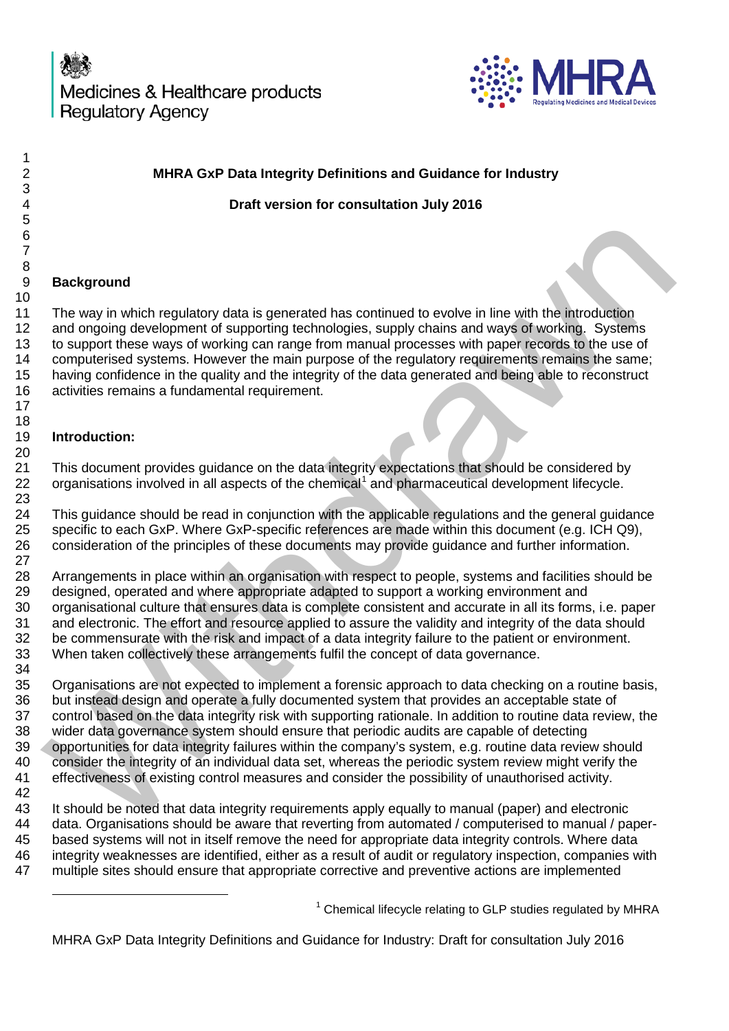Medicines & Healthcare products Regulatory Agency

MHRA

# MHRA GxP Data Integrity Definitions and Guidance for Industry

**Draft version for consultation July 2016**

## Background

The way in which regulatory data is generated has continued to evolve in line with the introduction and ongoing development of supporting technologies, supply chains and ways of working. Systems to support these ways of working can range from manual processes with paper records to the use of computerised systems. However the main purpose of the regulatory requirements remains the same; having confidence in the quality and the integrity of the data generated and being able to reconstruct activities remains a fundamental requirement.

## Introduction:

This document provides guidance on the data integrity expectations that should be considered by organisations involved in all aspects of the chemical[1] and pharmaceutical development lifecycle.

This guidance should be read in conjunction with the applicable regulations and the general guidance specific to each GxP. Where GxP-specific references are made within this document (e.g. ICH Q9), consideration of the principles of these documents may provide guidance and further information.

Arrangements in place within an organisation with respect to people, systems and facilities should be designed, operated and where appropriate adapted to support a working environment and organisational culture that ensures data is complete consistent and accurate in all its forms, i.e. paper and electronic. The effort and resource applied to assure the validity and integrity of the data should be commensurate with the risk and impact of a data integrity failure to the patient or environment. When taken collectively these arrangements fulfil the concept of data governance.

Organisations are not expected to implement a forensic approach to data checking on a routine basis, but instead design and operate a fully documented system that provides an acceptable state of control based on the data integrity risk with supporting rationale. In addition to routine data review, the wider data governance system should ensure that periodic audits are capable of detecting opportunities for data integrity failures within the company's system, e.g. routine data review should consider the integrity of an individual data set, whereas the periodic system review might verify the effectiveness of existing control measures and consider the possibility of unauthorised activity.

It should be noted that data integrity requirements apply equally to manual (paper) and electronic data. Organisations should be aware that reverting from automated / computerised to manual / paper-based systems will not in itself remove the need for appropriate data integrity controls. Where data integrity weaknesses are identified, either as a result of audit or regulatory inspection, companies with multiple sites should ensure that appropriate corrective and preventive actions are implemented

[1] Chemical lifecycle relating to GLP studies regulated by MHRA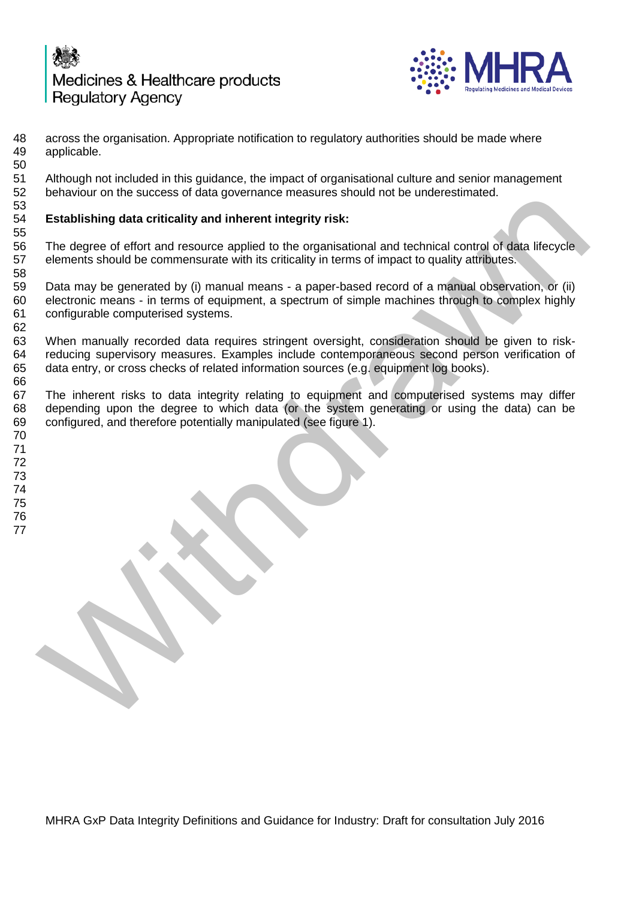across the organisation. Appropriate notification to regulatory authorities should be made where applicable.

Although not included in this guidance, the impact of organisational culture and senior management behaviour on the success of data governance measures should not be underestimated.

**Establishing data criticality and inherent integrity risk:**

The degree of effort and resource applied to the organisational and technical control of data lifecycle elements should be commensurate with its criticality in terms of impact to quality attributes.

Data may be generated by (i) manual means - a paper-based record of a manual observation, or (ii) electronic means - in terms of equipment, a spectrum of simple machines through to complex highly configurable computerised systems.

When manually recorded data requires stringent oversight, consideration should be given to risk-reducing supervisory measures. Examples include contemporaneous second person verification of data entry, or cross checks of related information sources (e.g. equipment log books).

The inherent risks to data integrity relating to equipment and computerised systems may differ depending upon the degree to which data (or the system generating or using the data) can be configured, and therefore potentially manipulated (see figure 1).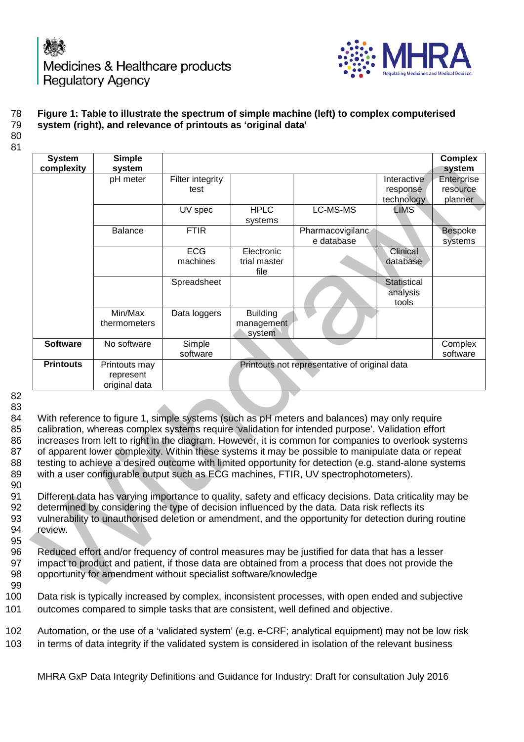**Figure 1: Table to illustrate the spectrum of simple machine (left) to complex computerised system (right), and relevance of printouts as 'original data'**

| System complexity | Simple system | | | | | Complex system |
|---|---|---|---|---|---|---|
| | pH meter | Filter integrity test | | | Interactive response technology | Enterprise resource planner |
| | | UV spec | HPLC systems | LC-MS-MS | LIMS | |
| | Balance | FTIR | | Pharmacovigilance database | | Bespoke systems |
| | | ECG machines | Electronic trial master file | | Clinical database | |
| | | Spreadsheet | | | Statistical analysis tools | |
| | Min/Max thermometers | Data loggers | Building management system | | | |
| **Software** | No software | Simple software | | | | Complex software |
| **Printouts** | Printouts may represent original data | Printouts not representative of original data | | | | |

With reference to figure 1, simple systems (such as pH meters and balances) may only require calibration, whereas complex systems require 'validation for intended purpose'. Validation effort increases from left to right in the diagram. However, it is common for companies to overlook systems of apparent lower complexity. Within these systems it may be possible to manipulate data or repeat testing to achieve a desired outcome with limited opportunity for detection (e.g. stand-alone systems with a user configurable output such as ECG machines, FTIR, UV spectrophotometers).

Different data has varying importance to quality, safety and efficacy decisions. Data criticality may be determined by considering the type of decision influenced by the data. Data risk reflects its vulnerability to unauthorised deletion or amendment, and the opportunity for detection during routine review.

Reduced effort and/or frequency of control measures may be justified for data that has a lesser impact to product and patient, if those data are obtained from a process that does not provide the opportunity for amendment without specialist software/knowledge

Data risk is typically increased by complex, inconsistent processes, with open ended and subjective outcomes compared to simple tasks that are consistent, well defined and objective.

Automation, or the use of a 'validated system' (e.g. e-CRF; analytical equipment) may not be low risk in terms of data integrity if the validated system is considered in isolation of the relevant business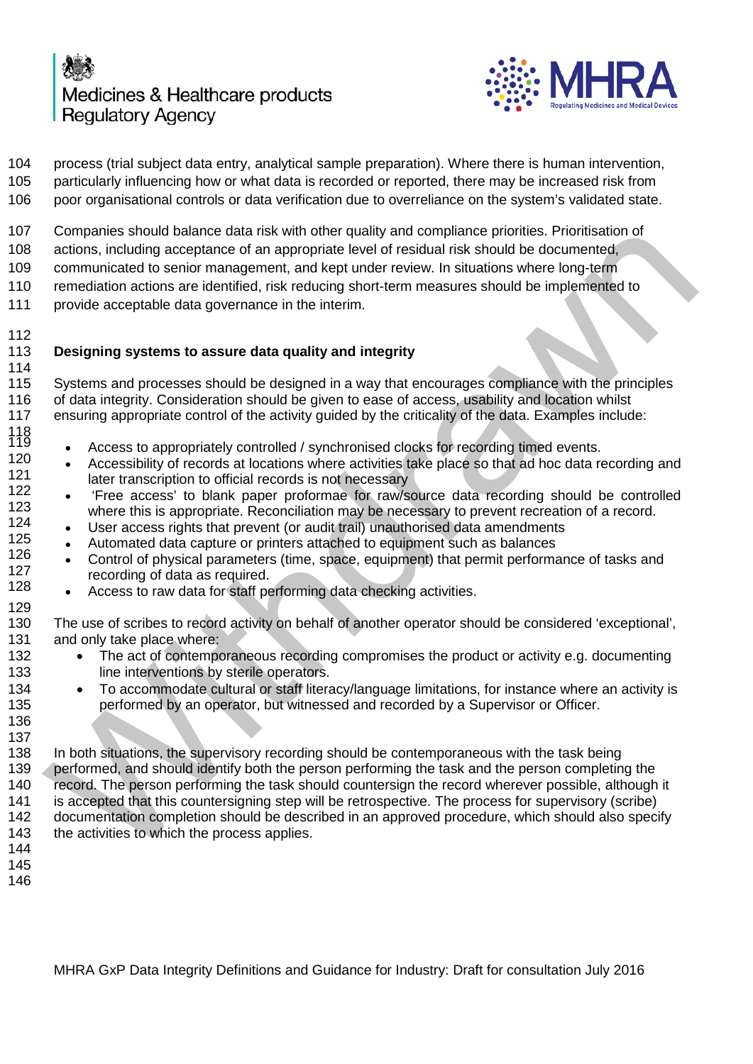process (trial subject data entry, analytical sample preparation). Where there is human intervention, particularly influencing how or what data is recorded or reported, there may be increased risk from poor organisational controls or data verification due to overreliance on the system's validated state.

Companies should balance data risk with other quality and compliance priorities. Prioritisation of actions, including acceptance of an appropriate level of residual risk should be documented, communicated to senior management, and kept under review. In situations where long-term remediation actions are identified, risk reducing short-term measures should be implemented to provide acceptable data governance in the interim.

## Designing systems to assure data quality and integrity

Systems and processes should be designed in a way that encourages compliance with the principles of data integrity. Consideration should be given to ease of access, usability and location whilst ensuring appropriate control of the activity guided by the criticality of the data. Examples include:

- Access to appropriately controlled / synchronised clocks for recording timed events.
- Accessibility of records at locations where activities take place so that ad hoc data recording and later transcription to official records is not necessary
- 'Free access' to blank paper proformae for raw/source data recording should be controlled where this is appropriate. Reconciliation may be necessary to prevent recreation of a record.
- User access rights that prevent (or audit trail) unauthorised data amendments
- Automated data capture or printers attached to equipment such as balances
- Control of physical parameters (time, space, equipment) that permit performance of tasks and recording of data as required.
- Access to raw data for staff performing data checking activities.

The use of scribes to record activity on behalf of another operator should be considered 'exceptional', and only take place where:

- The act of contemporaneous recording compromises the product or activity e.g. documenting line interventions by sterile operators.
- To accommodate cultural or staff literacy/language limitations, for instance where an activity is performed by an operator, but witnessed and recorded by a Supervisor or Officer.

In both situations, the supervisory recording should be contemporaneous with the task being performed, and should identify both the person performing the task and the person completing the record. The person performing the task should countersign the record wherever possible, although it is accepted that this countersigning step will be retrospective. The process for supervisory (scribe) documentation completion should be described in an approved procedure, which should also specify the activities to which the process applies.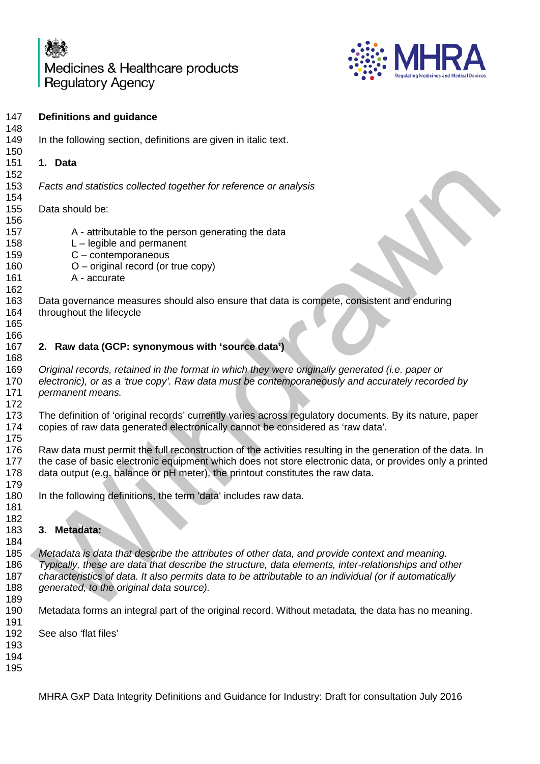## Definitions and guidance

In the following section, definitions are given in italic text.

### 1. Data

*Facts and statistics collected together for reference or analysis*

Data should be:

- A - attributable to the person generating the data
- L – legible and permanent
- C – contemporaneous
- O – original record (or true copy)
- A - accurate

Data governance measures should also ensure that data is compete, consistent and enduring throughout the lifecycle

### 2. Raw data (GCP: synonymous with 'source data')

*Original records, retained in the format in which they were originally generated (i.e. paper or electronic), or as a 'true copy'. Raw data must be contemporaneously and accurately recorded by permanent means.*

The definition of 'original records' currently varies across regulatory documents. By its nature, paper copies of raw data generated electronically cannot be considered as 'raw data'.

Raw data must permit the full reconstruction of the activities resulting in the generation of the data. In the case of basic electronic equipment which does not store electronic data, or provides only a printed data output (e.g. balance or pH meter), the printout constitutes the raw data.

In the following definitions, the term 'data' includes raw data.

### 3. Metadata:

*Metadata is data that describe the attributes of other data, and provide context and meaning. Typically, these are data that describe the structure, data elements, inter-relationships and other characteristics of data. It also permits data to be attributable to an individual (or if automatically generated, to the original data source).*

Metadata forms an integral part of the original record. Without metadata, the data has no meaning.

See also 'flat files'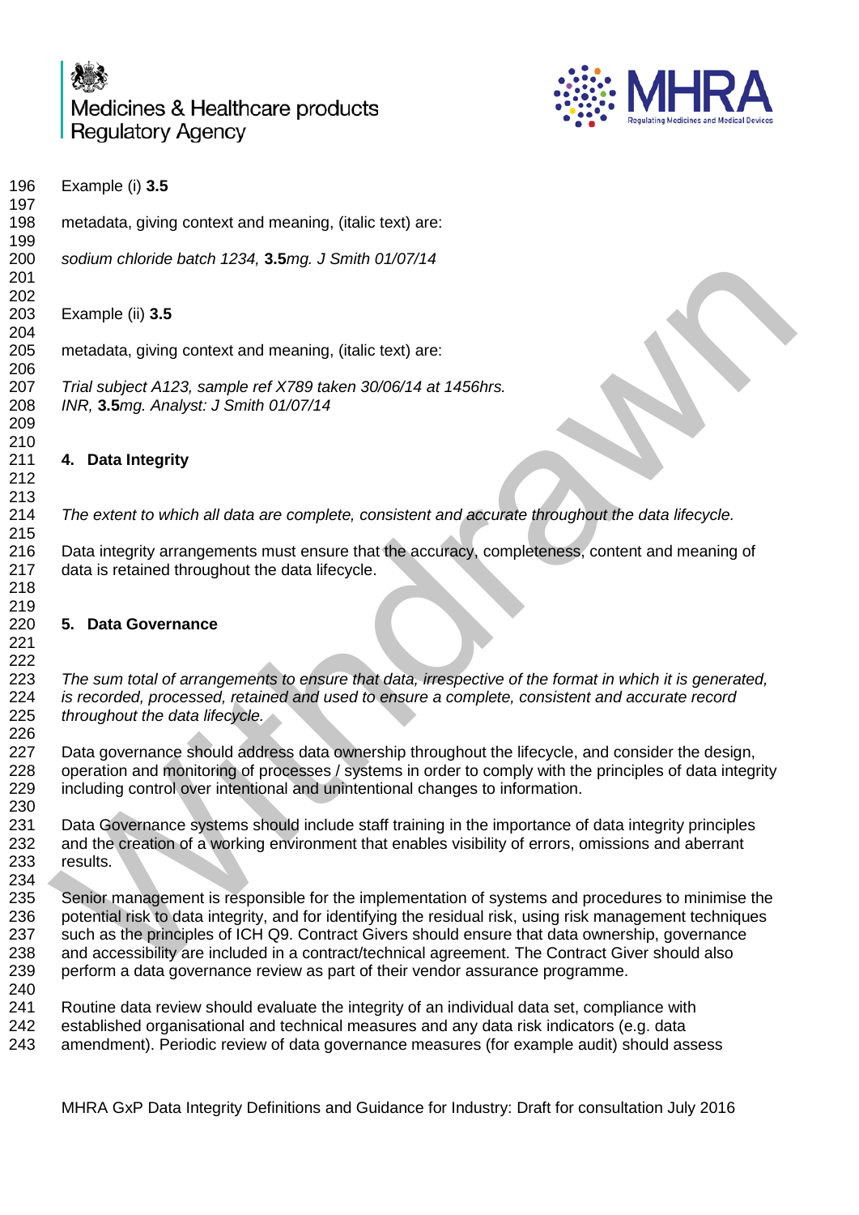Example (i) **3.5**

metadata, giving context and meaning, (italic text) are:

*sodium chloride batch 1234,* **3.5***mg. J Smith 01/07/14*

Example (ii) **3.5**

metadata, giving context and meaning, (italic text) are:

*Trial subject A123, sample ref X789 taken 30/06/14 at 1456hrs.*
*INR,* **3.5***mg. Analyst: J Smith 01/07/14*

## 4. Data Integrity

*The extent to which all data are complete, consistent and accurate throughout the data lifecycle.*

Data integrity arrangements must ensure that the accuracy, completeness, content and meaning of data is retained throughout the data lifecycle.

## 5. Data Governance

*The sum total of arrangements to ensure that data, irrespective of the format in which it is generated, is recorded, processed, retained and used to ensure a complete, consistent and accurate record throughout the data lifecycle.*

Data governance should address data ownership throughout the lifecycle, and consider the design, operation and monitoring of processes / systems in order to comply with the principles of data integrity including control over intentional and unintentional changes to information.

Data Governance systems should include staff training in the importance of data integrity principles and the creation of a working environment that enables visibility of errors, omissions and aberrant results.

Senior management is responsible for the implementation of systems and procedures to minimise the potential risk to data integrity, and for identifying the residual risk, using risk management techniques such as the principles of ICH Q9. Contract Givers should ensure that data ownership, governance and accessibility are included in a contract/technical agreement. The Contract Giver should also perform a data governance review as part of their vendor assurance programme.

Routine data review should evaluate the integrity of an individual data set, compliance with established organisational and technical measures and any data risk indicators (e.g. data amendment). Periodic review of data governance measures (for example audit) should assess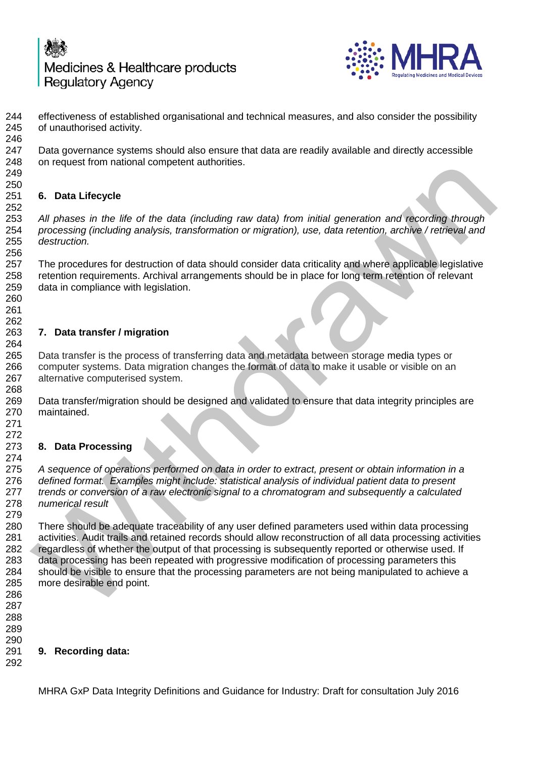effectiveness of established organisational and technical measures, and also consider the possibility of unauthorised activity.

Data governance systems should also ensure that data are readily available and directly accessible on request from national competent authorities.

## 6. Data Lifecycle

*All phases in the life of the data (including raw data) from initial generation and recording through processing (including analysis, transformation or migration), use, data retention, archive / retrieval and destruction.*

The procedures for destruction of data should consider data criticality and where applicable legislative retention requirements. Archival arrangements should be in place for long term retention of relevant data in compliance with legislation.

## 7. Data transfer / migration

Data transfer is the process of transferring data and metadata between storage media types or computer systems. Data migration changes the format of data to make it usable or visible on an alternative computerised system.

Data transfer/migration should be designed and validated to ensure that data integrity principles are maintained.

## 8. Data Processing

*A sequence of operations performed on data in order to extract, present or obtain information in a defined format. Examples might include: statistical analysis of individual patient data to present trends or conversion of a raw electronic signal to a chromatogram and subsequently a calculated numerical result*

There should be adequate traceability of any user defined parameters used within data processing activities. Audit trails and retained records should allow reconstruction of all data processing activities regardless of whether the output of that processing is subsequently reported or otherwise used. If data processing has been repeated with progressive modification of processing parameters this should be visible to ensure that the processing parameters are not being manipulated to achieve a more desirable end point.

## 9. Recording data: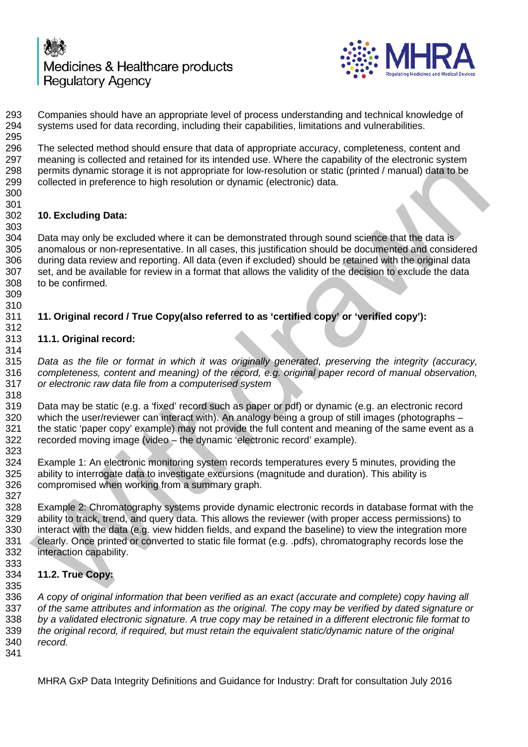Companies should have an appropriate level of process understanding and technical knowledge of systems used for data recording, including their capabilities, limitations and vulnerabilities.

The selected method should ensure that data of appropriate accuracy, completeness, content and meaning is collected and retained for its intended use. Where the capability of the electronic system permits dynamic storage it is not appropriate for low-resolution or static (printed / manual) data to be collected in preference to high resolution or dynamic (electronic) data.

## 10. Excluding Data:

Data may only be excluded where it can be demonstrated through sound science that the data is anomalous or non-representative. In all cases, this justification should be documented and considered during data review and reporting. All data (even if excluded) should be retained with the original data set, and be available for review in a format that allows the validity of the decision to exclude the data to be confirmed.

## 11. Original record / True Copy(also referred to as 'certified copy' or 'verified copy'):

### 11.1. Original record:

*Data as the file or format in which it was originally generated, preserving the integrity (accuracy, completeness, content and meaning) of the record, e.g. original paper record of manual observation, or electronic raw data file from a computerised system*

Data may be static (e.g. a 'fixed' record such as paper or pdf) or dynamic (e.g. an electronic record which the user/reviewer can interact with). An analogy being a group of still images (photographs – the static 'paper copy' example) may not provide the full content and meaning of the same event as a recorded moving image (video – the dynamic 'electronic record' example).

Example 1: An electronic monitoring system records temperatures every 5 minutes, providing the ability to interrogate data to investigate excursions (magnitude and duration). This ability is compromised when working from a summary graph.

Example 2: Chromatography systems provide dynamic electronic records in database format with the ability to track, trend, and query data. This allows the reviewer (with proper access permissions) to interact with the data (e.g. view hidden fields, and expand the baseline) to view the integration more clearly. Once printed or converted to static file format (e.g. .pdfs), chromatography records lose the interaction capability.

### 11.2. True Copy:

*A copy of original information that been verified as an exact (accurate and complete) copy having all of the same attributes and information as the original. The copy may be verified by dated signature or by a validated electronic signature. A true copy may be retained in a different electronic file format to the original record, if required, but must retain the equivalent static/dynamic nature of the original record.*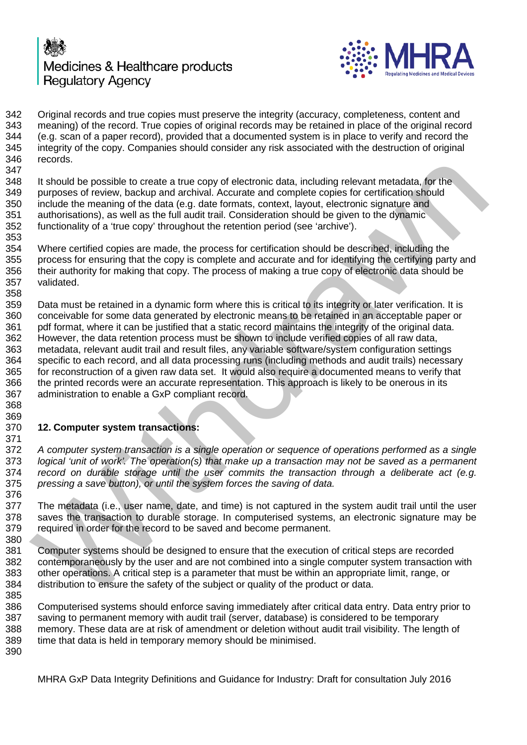Original records and true copies must preserve the integrity (accuracy, completeness, content and meaning) of the record. True copies of original records may be retained in place of the original record (e.g. scan of a paper record), provided that a documented system is in place to verify and record the integrity of the copy. Companies should consider any risk associated with the destruction of original records.

It should be possible to create a true copy of electronic data, including relevant metadata, for the purposes of review, backup and archival. Accurate and complete copies for certification should include the meaning of the data (e.g. date formats, context, layout, electronic signature and authorisations), as well as the full audit trail. Consideration should be given to the dynamic functionality of a 'true copy' throughout the retention period (see 'archive').

Where certified copies are made, the process for certification should be described, including the process for ensuring that the copy is complete and accurate and for identifying the certifying party and their authority for making that copy. The process of making a true copy of electronic data should be validated.

Data must be retained in a dynamic form where this is critical to its integrity or later verification. It is conceivable for some data generated by electronic means to be retained in an acceptable paper or pdf format, where it can be justified that a static record maintains the integrity of the original data. However, the data retention process must be shown to include verified copies of all raw data, metadata, relevant audit trail and result files, any variable software/system configuration settings specific to each record, and all data processing runs (including methods and audit trails) necessary for reconstruction of a given raw data set. It would also require a documented means to verify that the printed records were an accurate representation. This approach is likely to be onerous in its administration to enable a GxP compliant record.

## 12. Computer system transactions:

*A computer system transaction is a single operation or sequence of operations performed as a single logical 'unit of work'. The operation(s) that make up a transaction may not be saved as a permanent record on durable storage until the user commits the transaction through a deliberate act (e.g. pressing a save button), or until the system forces the saving of data.*

The metadata (i.e., user name, date, and time) is not captured in the system audit trail until the user saves the transaction to durable storage. In computerised systems, an electronic signature may be required in order for the record to be saved and become permanent.

Computer systems should be designed to ensure that the execution of critical steps are recorded contemporaneously by the user and are not combined into a single computer system transaction with other operations. A critical step is a parameter that must be within an appropriate limit, range, or distribution to ensure the safety of the subject or quality of the product or data.

Computerised systems should enforce saving immediately after critical data entry. Data entry prior to saving to permanent memory with audit trail (server, database) is considered to be temporary memory. These data are at risk of amendment or deletion without audit trail visibility. The length of time that data is held in temporary memory should be minimised.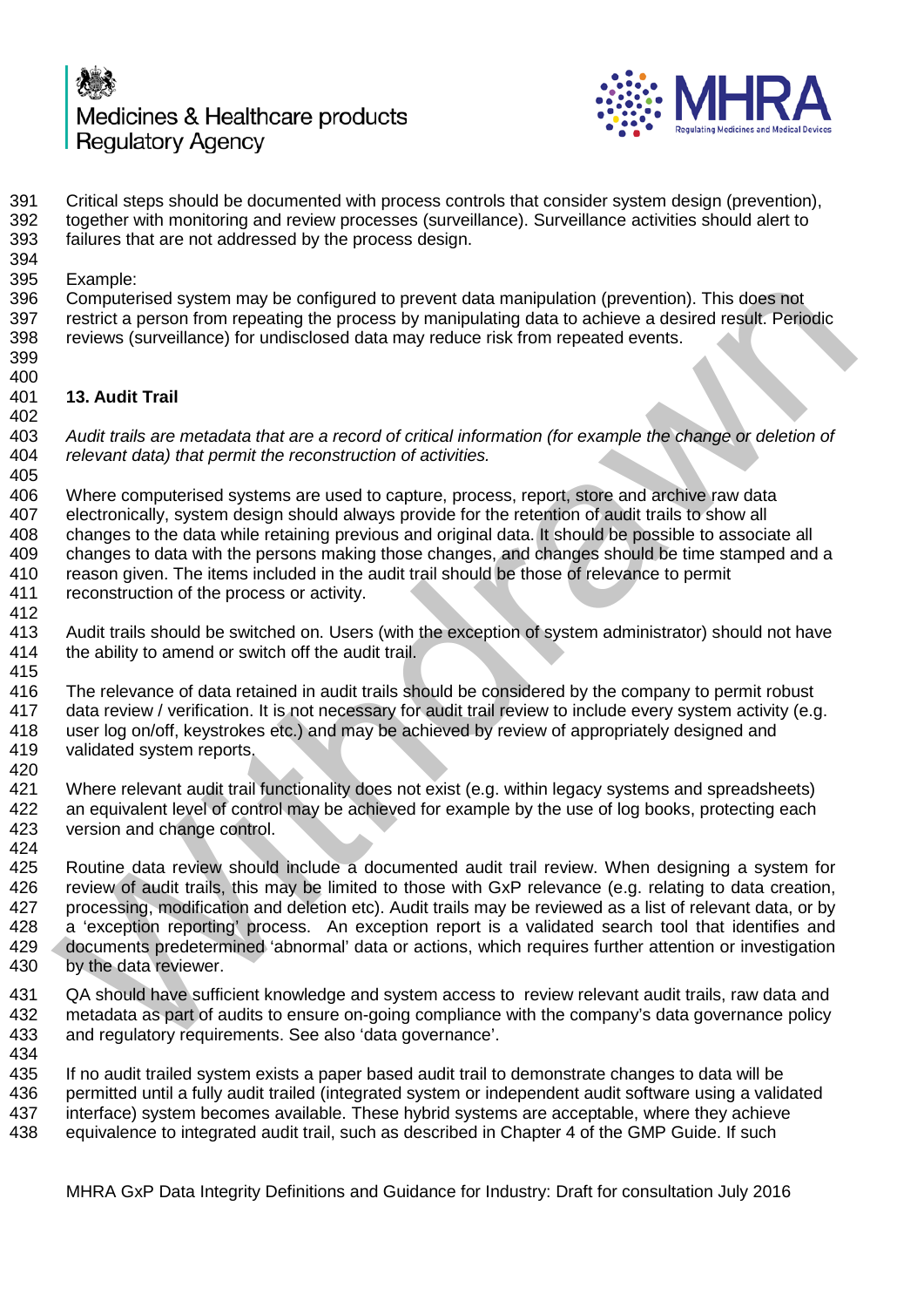Critical steps should be documented with process controls that consider system design (prevention), together with monitoring and review processes (surveillance). Surveillance activities should alert to failures that are not addressed by the process design.

Example:
Computerised system may be configured to prevent data manipulation (prevention). This does not restrict a person from repeating the process by manipulating data to achieve a desired result. Periodic reviews (surveillance) for undisclosed data may reduce risk from repeated events.

## 13. Audit Trail

*Audit trails are metadata that are a record of critical information (for example the change or deletion of relevant data) that permit the reconstruction of activities.*

Where computerised systems are used to capture, process, report, store and archive raw data electronically, system design should always provide for the retention of audit trails to show all changes to the data while retaining previous and original data. It should be possible to associate all changes to data with the persons making those changes, and changes should be time stamped and a reason given. The items included in the audit trail should be those of relevance to permit reconstruction of the process or activity.

Audit trails should be switched on. Users (with the exception of system administrator) should not have the ability to amend or switch off the audit trail.

The relevance of data retained in audit trails should be considered by the company to permit robust data review / verification. It is not necessary for audit trail review to include every system activity (e.g. user log on/off, keystrokes etc.) and may be achieved by review of appropriately designed and validated system reports.

Where relevant audit trail functionality does not exist (e.g. within legacy systems and spreadsheets) an equivalent level of control may be achieved for example by the use of log books, protecting each version and change control.

Routine data review should include a documented audit trail review. When designing a system for review of audit trails, this may be limited to those with GxP relevance (e.g. relating to data creation, processing, modification and deletion etc). Audit trails may be reviewed as a list of relevant data, or by a 'exception reporting' process. An exception report is a validated search tool that identifies and documents predetermined 'abnormal' data or actions, which requires further attention or investigation by the data reviewer.

QA should have sufficient knowledge and system access to review relevant audit trails, raw data and metadata as part of audits to ensure on-going compliance with the company's data governance policy and regulatory requirements. See also 'data governance'.

If no audit trailed system exists a paper based audit trail to demonstrate changes to data will be permitted until a fully audit trailed (integrated system or independent audit software using a validated interface) system becomes available. These hybrid systems are acceptable, where they achieve equivalence to integrated audit trail, such as described in Chapter 4 of the GMP Guide. If such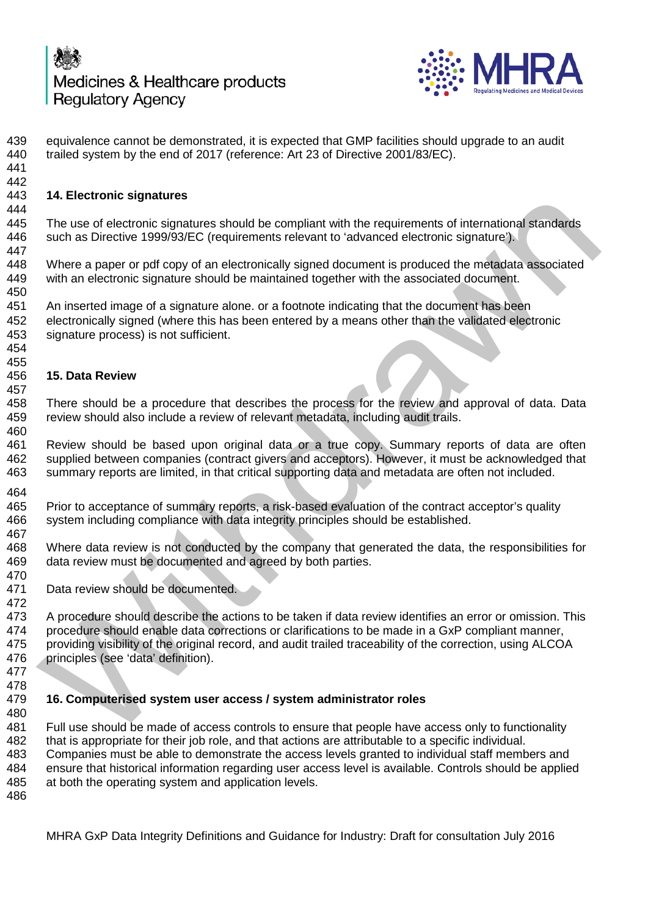equivalence cannot be demonstrated, it is expected that GMP facilities should upgrade to an audit trailed system by the end of 2017 (reference: Art 23 of Directive 2001/83/EC).

## 14. Electronic signatures

The use of electronic signatures should be compliant with the requirements of international standards such as Directive 1999/93/EC (requirements relevant to 'advanced electronic signature').

Where a paper or pdf copy of an electronically signed document is produced the metadata associated with an electronic signature should be maintained together with the associated document.

An inserted image of a signature alone. or a footnote indicating that the document has been electronically signed (where this has been entered by a means other than the validated electronic signature process) is not sufficient.

## 15. Data Review

There should be a procedure that describes the process for the review and approval of data. Data review should also include a review of relevant metadata, including audit trails.

Review should be based upon original data or a true copy. Summary reports of data are often supplied between companies (contract givers and acceptors). However, it must be acknowledged that summary reports are limited, in that critical supporting data and metadata are often not included.

Prior to acceptance of summary reports, a risk-based evaluation of the contract acceptor's quality system including compliance with data integrity principles should be established.

Where data review is not conducted by the company that generated the data, the responsibilities for data review must be documented and agreed by both parties.

Data review should be documented.

A procedure should describe the actions to be taken if data review identifies an error or omission. This procedure should enable data corrections or clarifications to be made in a GxP compliant manner, providing visibility of the original record, and audit trailed traceability of the correction, using ALCOA principles (see 'data' definition).

## 16. Computerised system user access / system administrator roles

Full use should be made of access controls to ensure that people have access only to functionality that is appropriate for their job role, and that actions are attributable to a specific individual. Companies must be able to demonstrate the access levels granted to individual staff members and ensure that historical information regarding user access level is available. Controls should be applied at both the operating system and application levels.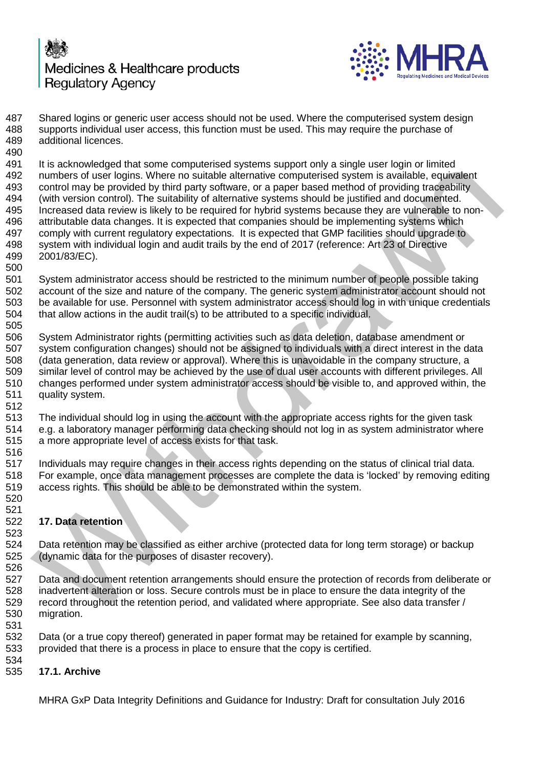Shared logins or generic user access should not be used. Where the computerised system design supports individual user access, this function must be used. This may require the purchase of additional licences.

It is acknowledged that some computerised systems support only a single user login or limited numbers of user logins. Where no suitable alternative computerised system is available, equivalent control may be provided by third party software, or a paper based method of providing traceability (with version control). The suitability of alternative systems should be justified and documented. Increased data review is likely to be required for hybrid systems because they are vulnerable to non-attributable data changes. It is expected that companies should be implementing systems which comply with current regulatory expectations. It is expected that GMP facilities should upgrade to system with individual login and audit trails by the end of 2017 (reference: Art 23 of Directive 2001/83/EC).

System administrator access should be restricted to the minimum number of people possible taking account of the size and nature of the company. The generic system administrator account should not be available for use. Personnel with system administrator access should log in with unique credentials that allow actions in the audit trail(s) to be attributed to a specific individual.

System Administrator rights (permitting activities such as data deletion, database amendment or system configuration changes) should not be assigned to individuals with a direct interest in the data (data generation, data review or approval). Where this is unavoidable in the company structure, a similar level of control may be achieved by the use of dual user accounts with different privileges. All changes performed under system administrator access should be visible to, and approved within, the quality system.

The individual should log in using the account with the appropriate access rights for the given task e.g. a laboratory manager performing data checking should not log in as system administrator where a more appropriate level of access exists for that task.

Individuals may require changes in their access rights depending on the status of clinical trial data. For example, once data management processes are complete the data is 'locked' by removing editing access rights. This should be able to be demonstrated within the system.

## 17. Data retention

Data retention may be classified as either archive (protected data for long term storage) or backup (dynamic data for the purposes of disaster recovery).

Data and document retention arrangements should ensure the protection of records from deliberate or inadvertent alteration or loss. Secure controls must be in place to ensure the data integrity of the record throughout the retention period, and validated where appropriate. See also data transfer / migration.

Data (or a true copy thereof) generated in paper format may be retained for example by scanning, provided that there is a process in place to ensure that the copy is certified.

### 17.1. Archive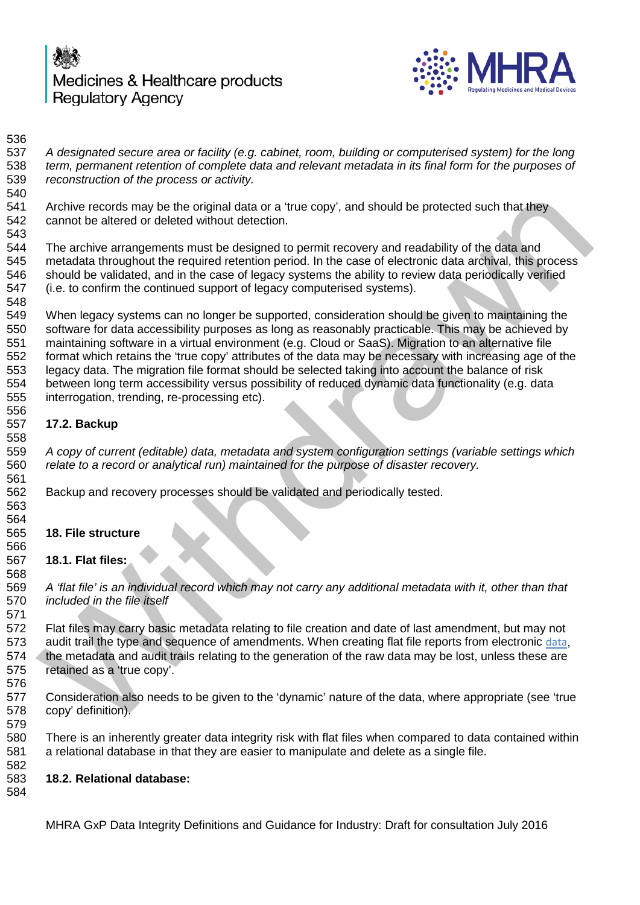*A designated secure area or facility (e.g. cabinet, room, building or computerised system) for the long term, permanent retention of complete data and relevant metadata in its final form for the purposes of reconstruction of the process or activity.*

Archive records may be the original data or a 'true copy', and should be protected such that they cannot be altered or deleted without detection.

The archive arrangements must be designed to permit recovery and readability of the data and metadata throughout the required retention period. In the case of electronic data archival, this process should be validated, and in the case of legacy systems the ability to review data periodically verified (i.e. to confirm the continued support of legacy computerised systems).

When legacy systems can no longer be supported, consideration should be given to maintaining the software for data accessibility purposes as long as reasonably practicable. This may be achieved by maintaining software in a virtual environment (e.g. Cloud or SaaS). Migration to an alternative file format which retains the 'true copy' attributes of the data may be necessary with increasing age of the legacy data. The migration file format should be selected taking into account the balance of risk between long term accessibility versus possibility of reduced dynamic data functionality (e.g. data interrogation, trending, re-processing etc).

### 17.2. Backup

*A copy of current (editable) data, metadata and system configuration settings (variable settings which relate to a record or analytical run) maintained for the purpose of disaster recovery.*

Backup and recovery processes should be validated and periodically tested.

## 18. File structure

### 18.1. Flat files:

*A 'flat file' is an individual record which may not carry any additional metadata with it, other than that included in the file itself*

Flat files may carry basic metadata relating to file creation and date of last amendment, but may not audit trail the type and sequence of amendments. When creating flat file reports from electronic data, the metadata and audit trails relating to the generation of the raw data may be lost, unless these are retained as a 'true copy'.

Consideration also needs to be given to the 'dynamic' nature of the data, where appropriate (see 'true copy' definition).

There is an inherently greater data integrity risk with flat files when compared to data contained within a relational database in that they are easier to manipulate and delete as a single file.

### 18.2. Relational database: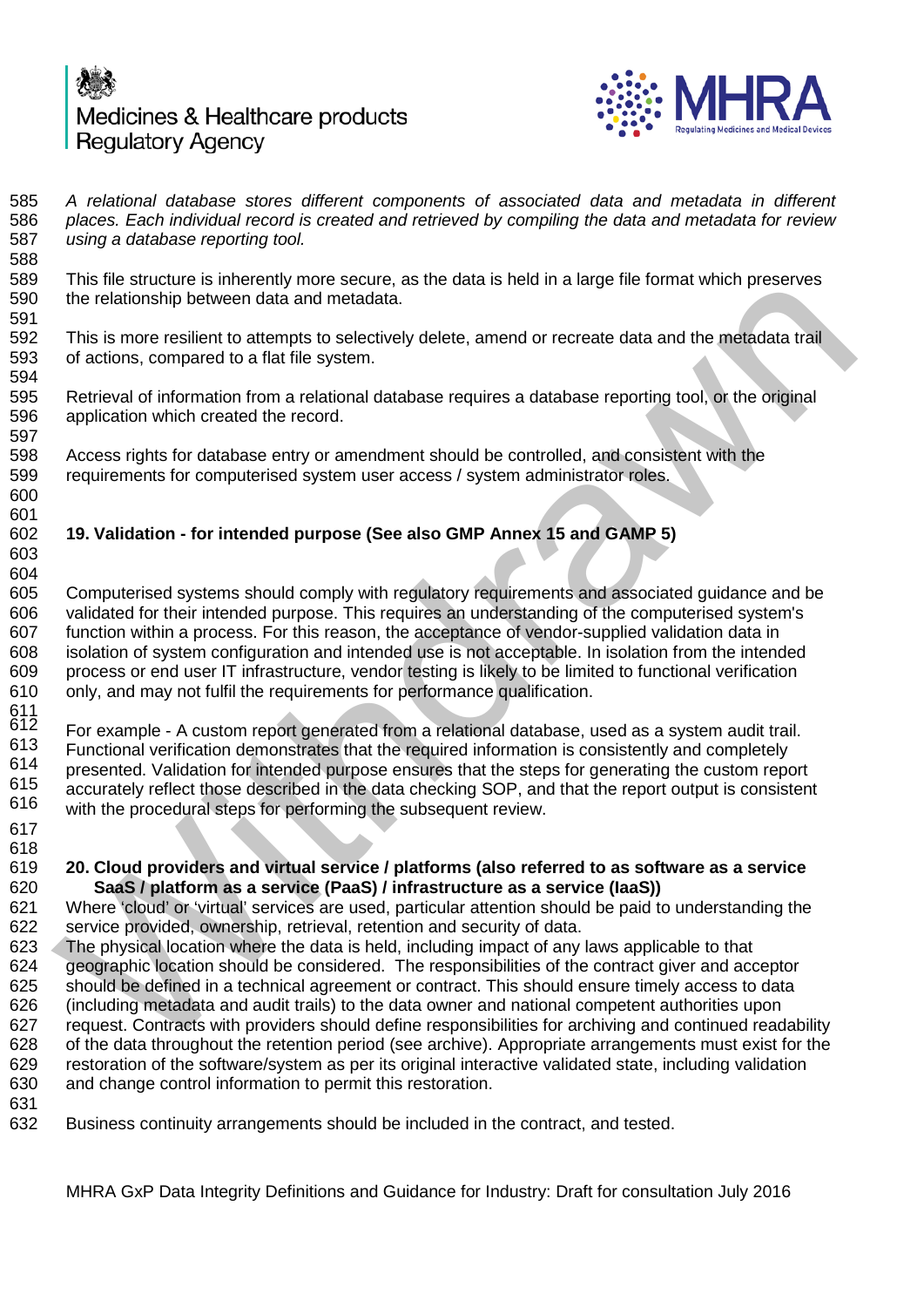*A relational database stores different components of associated data and metadata in different places. Each individual record is created and retrieved by compiling the data and metadata for review using a database reporting tool.*

This file structure is inherently more secure, as the data is held in a large file format which preserves the relationship between data and metadata.

This is more resilient to attempts to selectively delete, amend or recreate data and the metadata trail of actions, compared to a flat file system.

Retrieval of information from a relational database requires a database reporting tool, or the original application which created the record.

Access rights for database entry or amendment should be controlled, and consistent with the requirements for computerised system user access / system administrator roles.

## 19. Validation - for intended purpose (See also GMP Annex 15 and GAMP 5)

Computerised systems should comply with regulatory requirements and associated guidance and be validated for their intended purpose. This requires an understanding of the computerised system's function within a process. For this reason, the acceptance of vendor-supplied validation data in isolation of system configuration and intended use is not acceptable. In isolation from the intended process or end user IT infrastructure, vendor testing is likely to be limited to functional verification only, and may not fulfil the requirements for performance qualification.

For example - A custom report generated from a relational database, used as a system audit trail. Functional verification demonstrates that the required information is consistently and completely presented. Validation for intended purpose ensures that the steps for generating the custom report accurately reflect those described in the data checking SOP, and that the report output is consistent with the procedural steps for performing the subsequent review.

## 20. Cloud providers and virtual service / platforms (also referred to as software as a service SaaS / platform as a service (PaaS) / infrastructure as a service (IaaS))

Where 'cloud' or 'virtual' services are used, particular attention should be paid to understanding the service provided, ownership, retrieval, retention and security of data.
The physical location where the data is held, including impact of any laws applicable to that geographic location should be considered. The responsibilities of the contract giver and acceptor should be defined in a technical agreement or contract. This should ensure timely access to data (including metadata and audit trails) to the data owner and national competent authorities upon request. Contracts with providers should define responsibilities for archiving and continued readability of the data throughout the retention period (see archive). Appropriate arrangements must exist for the restoration of the software/system as per its original interactive validated state, including validation and change control information to permit this restoration.

Business continuity arrangements should be included in the contract, and tested.